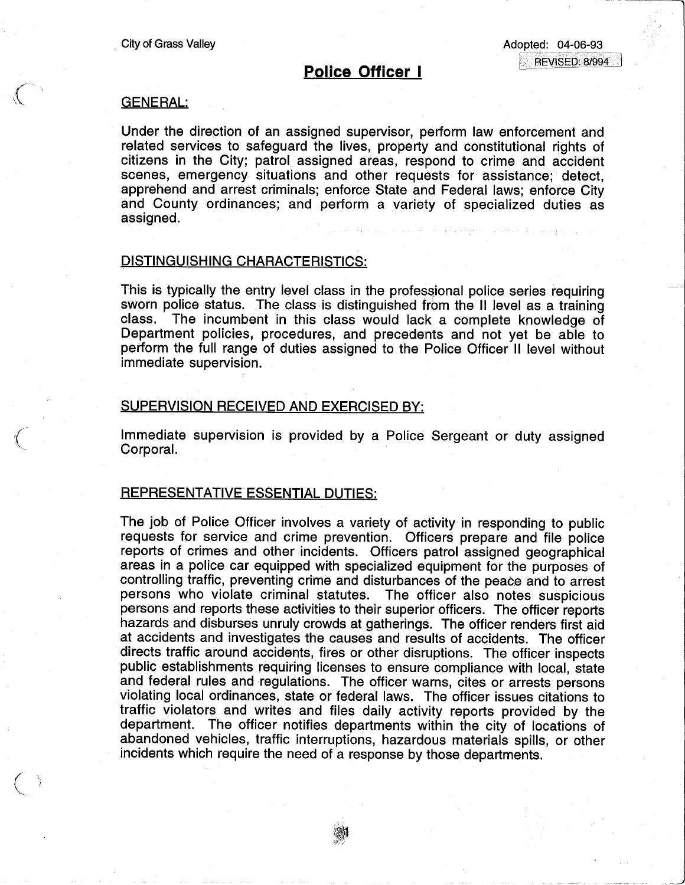City of Grass Valley

Adopted: 04-06-93
REVISED: 8/994

# Police Officer I

## GENERAL:

Under the direction of an assigned supervisor, perform law enforcement and related services to safeguard the lives, property and constitutional rights of citizens in the City; patrol assigned areas, respond to crime and accident scenes, emergency situations and other requests for assistance; detect, apprehend and arrest criminals; enforce State and Federal laws; enforce City and County ordinances; and perform a variety of specialized duties as assigned.

## DISTINGUISHING CHARACTERISTICS:

This is typically the entry level class in the professional police series requiring sworn police status. The class is distinguished from the II level as a training class. The incumbent in this class would lack a complete knowledge of Department policies, procedures, and precedents and not yet be able to perform the full range of duties assigned to the Police Officer II level without immediate supervision.

## SUPERVISION RECEIVED AND EXERCISED BY:

Immediate supervision is provided by a Police Sergeant or duty assigned Corporal.

## REPRESENTATIVE ESSENTIAL DUTIES:

The job of Police Officer involves a variety of activity in responding to public requests for service and crime prevention. Officers prepare and file police reports of crimes and other incidents. Officers patrol assigned geographical areas in a police car equipped with specialized equipment for the purposes of controlling traffic, preventing crime and disturbances of the peace and to arrest persons who violate criminal statutes. The officer also notes suspicious persons and reports these activities to their superior officers. The officer reports hazards and disburses unruly crowds at gatherings. The officer renders first aid at accidents and investigates the causes and results of accidents. The officer directs traffic around accidents, fires or other disruptions. The officer inspects public establishments requiring licenses to ensure compliance with local, state and federal rules and regulations. The officer warns, cites or arrests persons violating local ordinances, state or federal laws. The officer issues citations to traffic violators and writes and files daily activity reports provided by the department. The officer notifies departments within the city of locations of abandoned vehicles, traffic interruptions, hazardous materials spills, or other incidents which require the need of a response by those departments.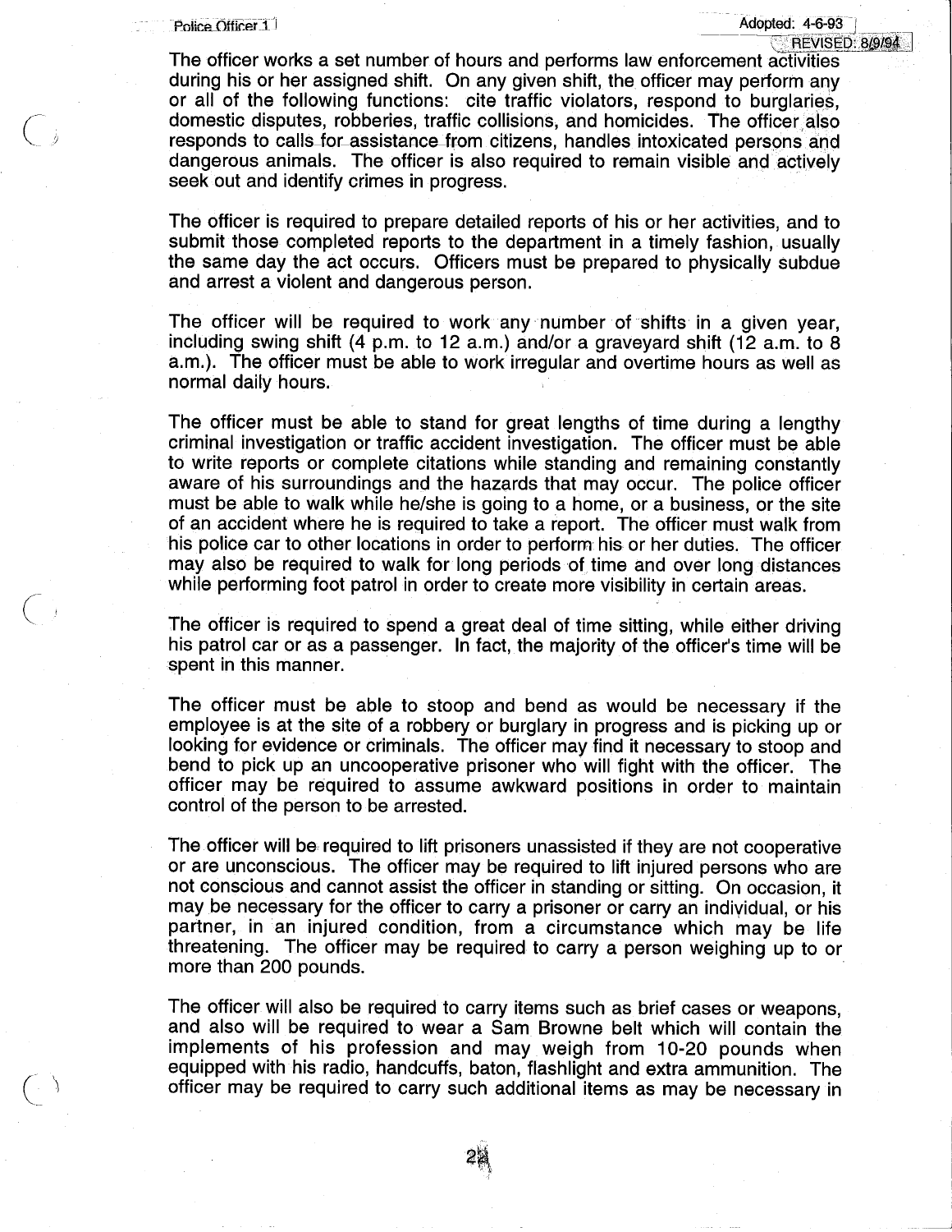The officer works a set number of hours and performs law enforcement activities during his or her assigned shift. On any given shift, the officer may perform any or all of the following functions: cite traffic violators, respond to burglaries, domestic disputes, robberies, traffic collisions, and homicides. The officer also responds to calls for assistance from citizens, handles intoxicated persons and dangerous animals. The officer is also required to remain visible and actively seek out and identify crimes in progress.

The officer is required to prepare detailed reports of his or her activities, and to submit those completed reports to the department in a timely fashion, usually the same day the act occurs. Officers must be prepared to physically subdue and arrest a violent and dangerous person.

The officer will be required to work any number of shifts in a given year, including swing shift (4 p.m. to 12 a.m.) and/or a graveyard shift (12 a.m. to 8 a.m.). The officer must be able to work irregular and overtime hours as well as normal daily hours.

The officer must be able to stand for great lengths of time during a lengthy criminal investigation or traffic accident investigation. The officer must be able to write reports or complete citations while standing and remaining constantly aware of his surroundings and the hazards that may occur. The police officer must be able to walk while he/she is going to a home, or a business, or the site of an accident where he is required to take a report. The officer must walk from his police car to other locations in order to perform his or her duties. The officer may also be required to walk for long periods of time and over long distances while performing foot patrol in order to create more visibility in certain areas.

The officer is required to spend a great deal of time sitting, while either driving his patrol car or as a passenger. In fact, the majority of the officer's time will be spent in this manner.

The officer must be able to stoop and bend as would be necessary if the employee is at the site of a robbery or burglary in progress and is picking up or looking for evidence or criminals. The officer may find it necessary to stoop and bend to pick up an uncooperative prisoner who will fight with the officer. The officer may be required to assume awkward positions in order to maintain control of the person to be arrested.

The officer will be required to lift prisoners unassisted if they are not cooperative or are unconscious. The officer may be required to lift injured persons who are not conscious and cannot assist the officer in standing or sitting. On occasion, it may be necessary for the officer to carry a prisoner or carry an individual, or his partner, in an injured condition, from a circumstance which may be life threatening. The officer may be required to carry a person weighing up to or more than 200 pounds.

The officer will also be required to carry items such as brief cases or weapons, and also will be required to wear a Sam Browne belt which will contain the implements of his profession and may weigh from 10-20 pounds when equipped with his radio, handcuffs, baton, flashlight and extra ammunition. The officer may be required to carry such additional items as may be necessary in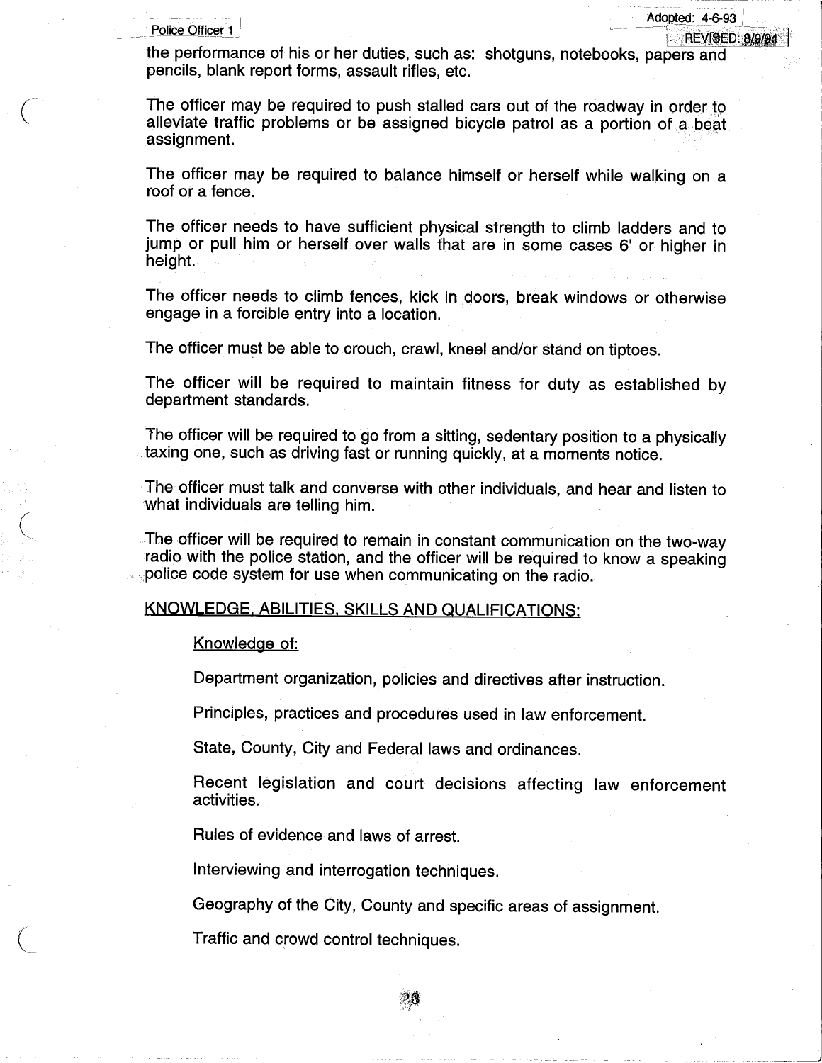the performance of his or her duties, such as: shotguns, notebooks, papers and pencils, blank report forms, assault rifles, etc.

The officer may be required to push stalled cars out of the roadway in order to alleviate traffic problems or be assigned bicycle patrol as a portion of a beat assignment.

The officer may be required to balance himself or herself while walking on a roof or a fence.

The officer needs to have sufficient physical strength to climb ladders and to jump or pull him or herself over walls that are in some cases 6' or higher in height.

The officer needs to climb fences, kick in doors, break windows or otherwise engage in a forcible entry into a location.

The officer must be able to crouch, crawl, kneel and/or stand on tiptoes.

The officer will be required to maintain fitness for duty as established by department standards.

The officer will be required to go from a sitting, sedentary position to a physically taxing one, such as driving fast or running quickly, at a moments notice.

The officer must talk and converse with other individuals, and hear and listen to what individuals are telling him.

The officer will be required to remain in constant communication on the two-way radio with the police station, and the officer will be required to know a speaking police code system for use when communicating on the radio.

## KNOWLEDGE, ABILITIES, SKILLS AND QUALIFICATIONS:

### Knowledge of:

Department organization, policies and directives after instruction.

Principles, practices and procedures used in law enforcement.

State, County, City and Federal laws and ordinances.

Recent legislation and court decisions affecting law enforcement activities.

Rules of evidence and laws of arrest.

Interviewing and interrogation techniques.

Geography of the City, County and specific areas of assignment.

Traffic and crowd control techniques.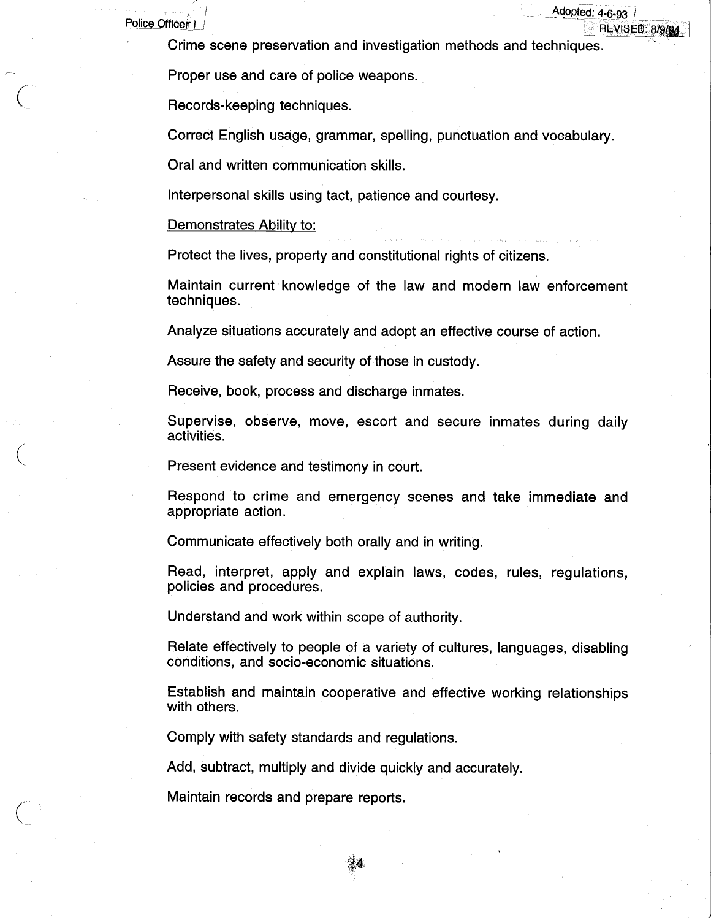Crime scene preservation and investigation methods and techniques.

Proper use and care of police weapons.

Records-keeping techniques.

Correct English usage, grammar, spelling, punctuation and vocabulary.

Oral and written communication skills.

Interpersonal skills using tact, patience and courtesy.

<u>Demonstrates Ability to:</u>

Protect the lives, property and constitutional rights of citizens.

Maintain current knowledge of the law and modern law enforcement techniques.

Analyze situations accurately and adopt an effective course of action.

Assure the safety and security of those in custody.

Receive, book, process and discharge inmates.

Supervise, observe, move, escort and secure inmates during daily activities.

Present evidence and testimony in court.

Respond to crime and emergency scenes and take immediate and appropriate action.

Communicate effectively both orally and in writing.

Read, interpret, apply and explain laws, codes, rules, regulations, policies and procedures.

Understand and work within scope of authority.

Relate effectively to people of a variety of cultures, languages, disabling conditions, and socio-economic situations.

Establish and maintain cooperative and effective working relationships with others.

Comply with safety standards and regulations.

Add, subtract, multiply and divide quickly and accurately.

Maintain records and prepare reports.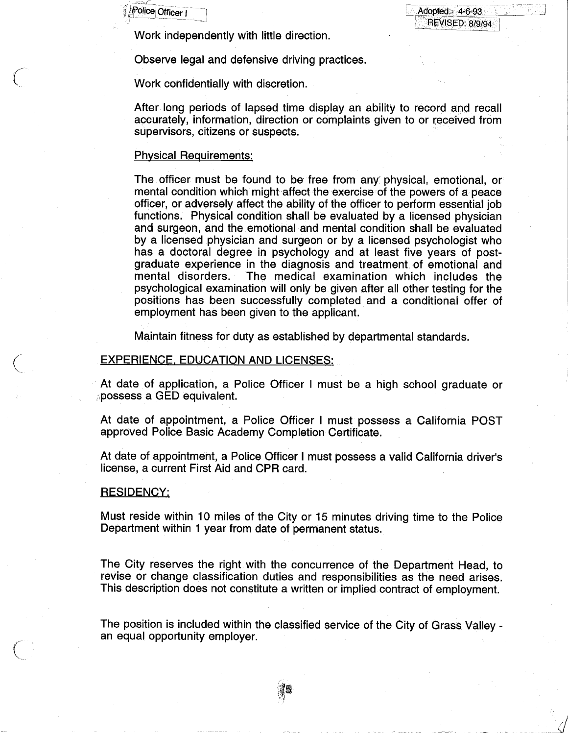Work independently with little direction.

Observe legal and defensive driving practices.

Work confidentially with discretion.

After long periods of lapsed time display an ability to record and recall accurately, information, direction or complaints given to or received from supervisors, citizens or suspects.

Physical Requirements:

The officer must be found to be free from any physical, emotional, or mental condition which might affect the exercise of the powers of a peace officer, or adversely affect the ability of the officer to perform essential job functions. Physical condition shall be evaluated by a licensed physician and surgeon, and the emotional and mental condition shall be evaluated by a licensed physician and surgeon or by a licensed psychologist who has a doctoral degree in psychology and at least five years of post-graduate experience in the diagnosis and treatment of emotional and mental disorders. The medical examination which includes the psychological examination will only be given after all other testing for the positions has been successfully completed and a conditional offer of employment has been given to the applicant.

Maintain fitness for duty as established by departmental standards.

## EXPERIENCE, EDUCATION AND LICENSES:

At date of application, a Police Officer I must be a high school graduate or possess a GED equivalent.

At date of appointment, a Police Officer I must possess a California POST approved Police Basic Academy Completion Certificate.

At date of appointment, a Police Officer I must possess a valid California driver's license, a current First Aid and CPR card.

## RESIDENCY:

Must reside within 10 miles of the City or 15 minutes driving time to the Police Department within 1 year from date of permanent status.

The City reserves the right with the concurrence of the Department Head, to revise or change classification duties and responsibilities as the need arises. This description does not constitute a written or implied contract of employment.

The position is included within the classified service of the City of Grass Valley - an equal opportunity employer.